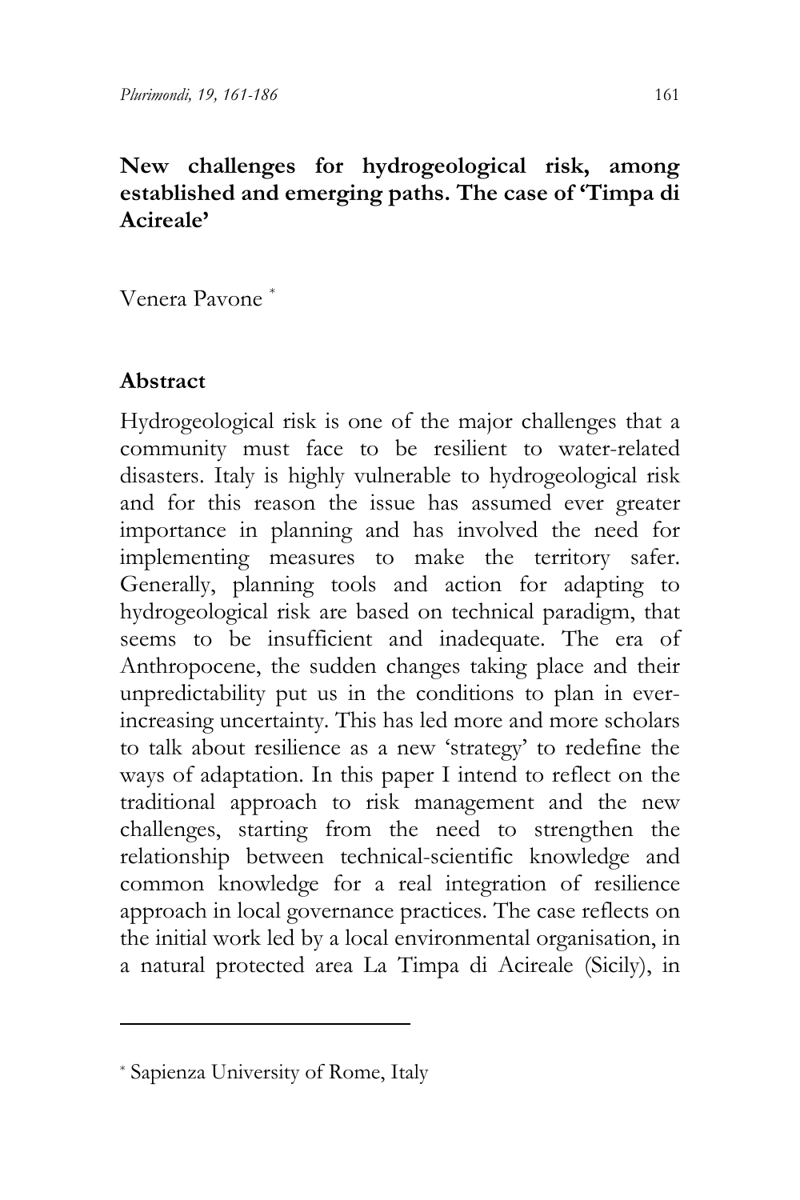# New challenges for hydrogeological risk, among established and emerging paths. The case of 'Timpa di Acireale'

Venera Pavone [*]

## Abstract

Hydrogeological risk is one of the major challenges that a community must face to be resilient to water-related disasters. Italy is highly vulnerable to hydrogeological risk and for this reason the issue has assumed ever greater importance in planning and has involved the need for implementing measures to make the territory safer. Generally, planning tools and action for adapting to hydrogeological risk are based on technical paradigm, that seems to be insufficient and inadequate. The era of Anthropocene, the sudden changes taking place and their unpredictability put us in the conditions to plan in ever-increasing uncertainty. This has led more and more scholars to talk about resilience as a new 'strategy' to redefine the ways of adaptation. In this paper I intend to reflect on the traditional approach to risk management and the new challenges, starting from the need to strengthen the relationship between technical-scientific knowledge and common knowledge for a real integration of resilience approach in local governance practices. The case reflects on the initial work led by a local environmental organisation, in a natural protected area La Timpa di Acireale (Sicily), in

---

[*] Sapienza University of Rome, Italy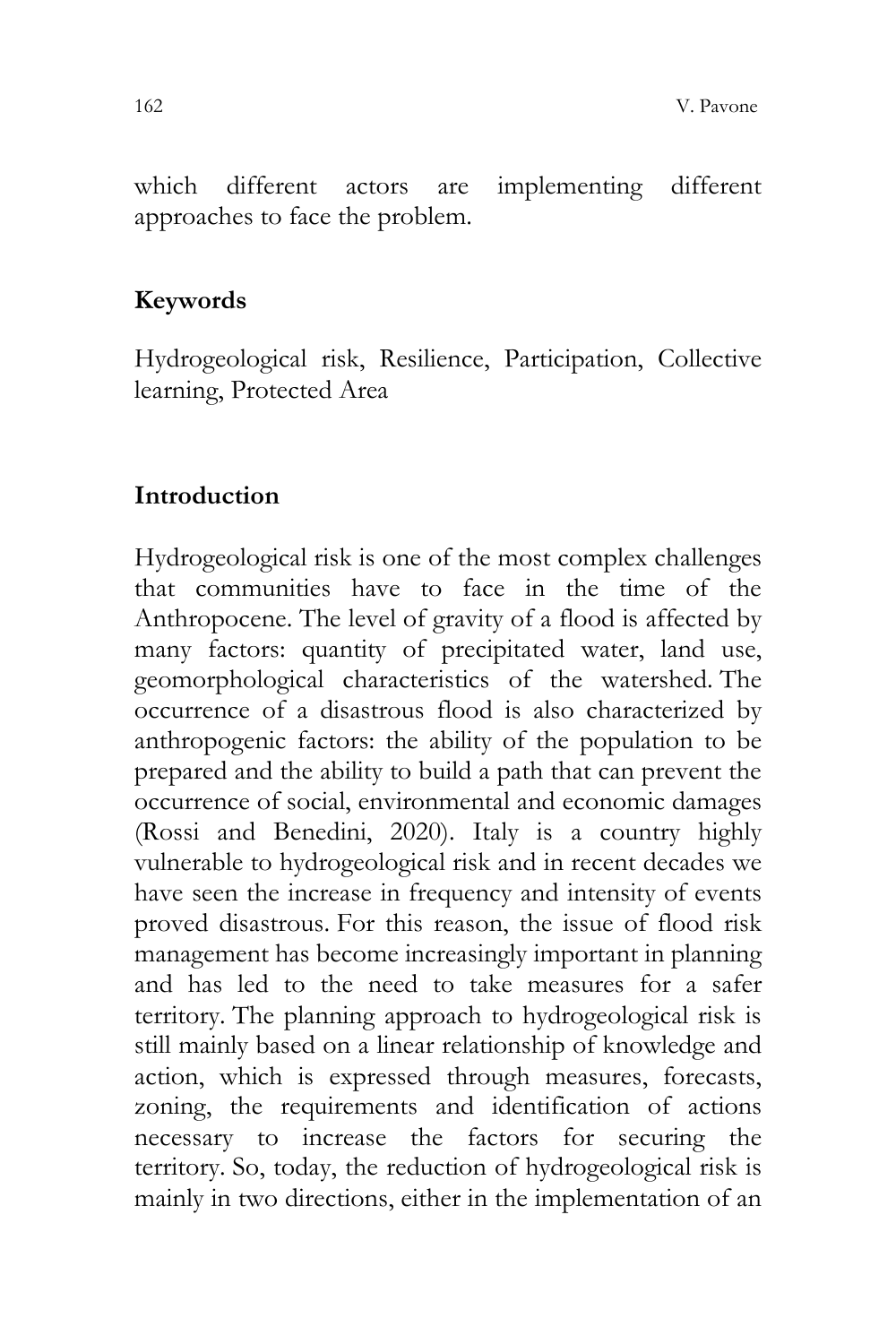which different actors are implementing different approaches to face the problem.

## Keywords

Hydrogeological risk, Resilience, Participation, Collective learning, Protected Area

## Introduction

Hydrogeological risk is one of the most complex challenges that communities have to face in the time of the Anthropocene. The level of gravity of a flood is affected by many factors: quantity of precipitated water, land use, geomorphological characteristics of the watershed. The occurrence of a disastrous flood is also characterized by anthropogenic factors: the ability of the population to be prepared and the ability to build a path that can prevent the occurrence of social, environmental and economic damages (Rossi and Benedini, 2020). Italy is a country highly vulnerable to hydrogeological risk and in recent decades we have seen the increase in frequency and intensity of events proved disastrous. For this reason, the issue of flood risk management has become increasingly important in planning and has led to the need to take measures for a safer territory. The planning approach to hydrogeological risk is still mainly based on a linear relationship of knowledge and action, which is expressed through measures, forecasts, zoning, the requirements and identification of actions necessary to increase the factors for securing the territory. So, today, the reduction of hydrogeological risk is mainly in two directions, either in the implementation of an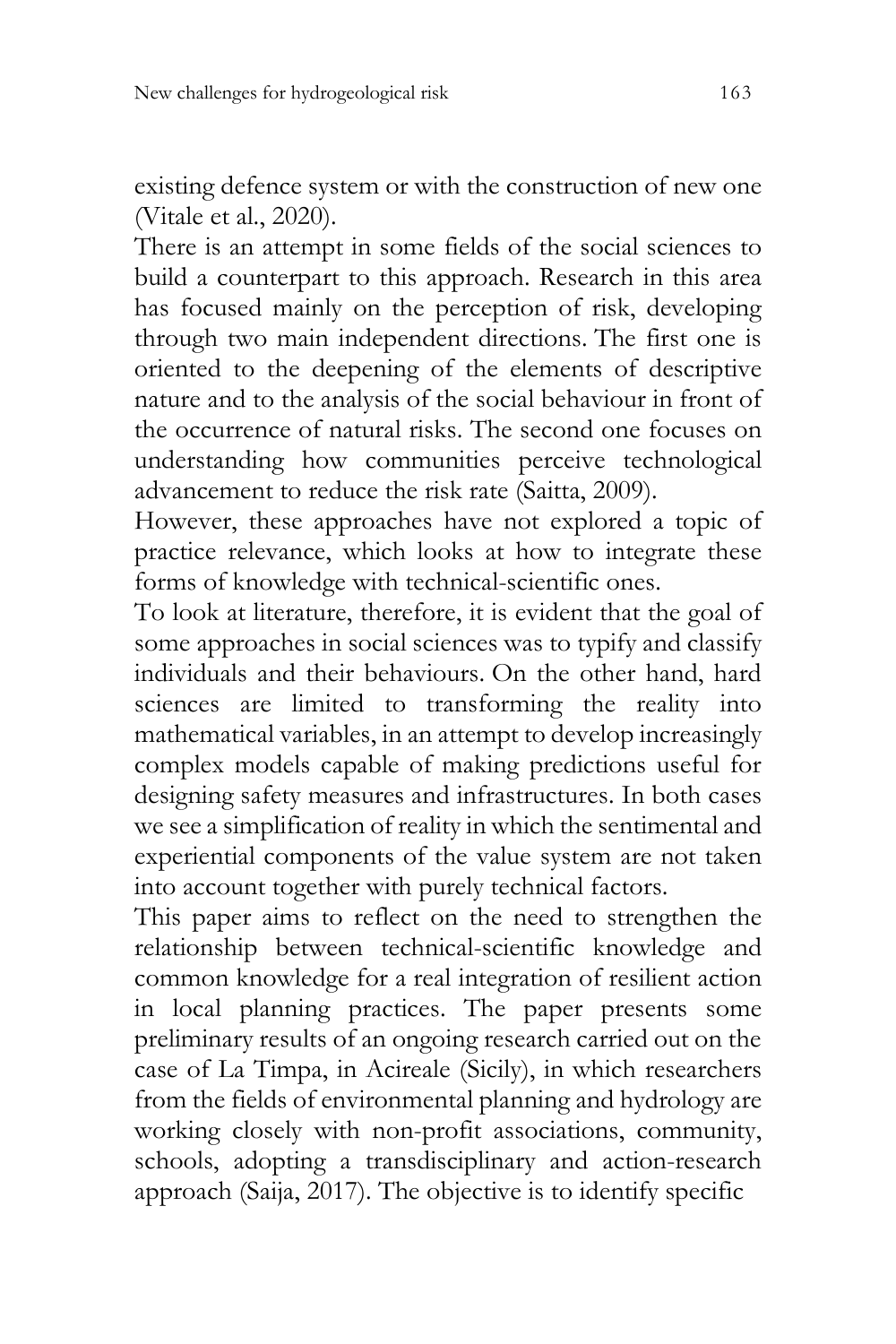existing defence system or with the construction of new one (Vitale et al., 2020).

There is an attempt in some fields of the social sciences to build a counterpart to this approach. Research in this area has focused mainly on the perception of risk, developing through two main independent directions. The first one is oriented to the deepening of the elements of descriptive nature and to the analysis of the social behaviour in front of the occurrence of natural risks. The second one focuses on understanding how communities perceive technological advancement to reduce the risk rate (Saitta, 2009).

However, these approaches have not explored a topic of practice relevance, which looks at how to integrate these forms of knowledge with technical-scientific ones.

To look at literature, therefore, it is evident that the goal of some approaches in social sciences was to typify and classify individuals and their behaviours. On the other hand, hard sciences are limited to transforming the reality into mathematical variables, in an attempt to develop increasingly complex models capable of making predictions useful for designing safety measures and infrastructures. In both cases we see a simplification of reality in which the sentimental and experiential components of the value system are not taken into account together with purely technical factors.

This paper aims to reflect on the need to strengthen the relationship between technical-scientific knowledge and common knowledge for a real integration of resilient action in local planning practices. The paper presents some preliminary results of an ongoing research carried out on the case of La Timpa, in Acireale (Sicily), in which researchers from the fields of environmental planning and hydrology are working closely with non-profit associations, community, schools, adopting a transdisciplinary and action-research approach (Saija, 2017). The objective is to identify specific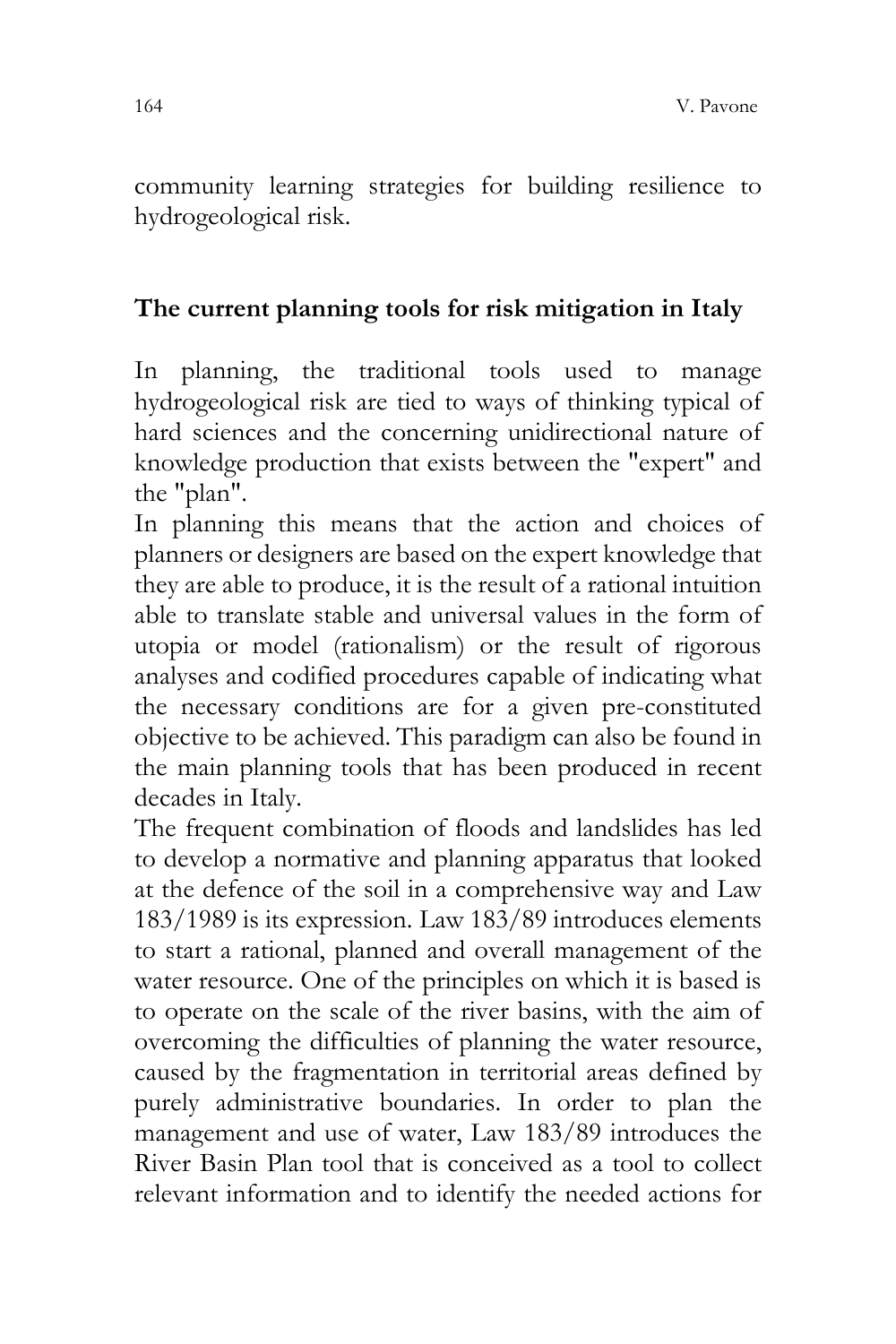community learning strategies for building resilience to hydrogeological risk.

## The current planning tools for risk mitigation in Italy

In planning, the traditional tools used to manage hydrogeological risk are tied to ways of thinking typical of hard sciences and the concerning unidirectional nature of knowledge production that exists between the "expert" and the "plan".

In planning this means that the action and choices of planners or designers are based on the expert knowledge that they are able to produce, it is the result of a rational intuition able to translate stable and universal values in the form of utopia or model (rationalism) or the result of rigorous analyses and codified procedures capable of indicating what the necessary conditions are for a given pre-constituted objective to be achieved. This paradigm can also be found in the main planning tools that has been produced in recent decades in Italy.

The frequent combination of floods and landslides has led to develop a normative and planning apparatus that looked at the defence of the soil in a comprehensive way and Law 183/1989 is its expression. Law 183/89 introduces elements to start a rational, planned and overall management of the water resource. One of the principles on which it is based is to operate on the scale of the river basins, with the aim of overcoming the difficulties of planning the water resource, caused by the fragmentation in territorial areas defined by purely administrative boundaries. In order to plan the management and use of water, Law 183/89 introduces the River Basin Plan tool that is conceived as a tool to collect relevant information and to identify the needed actions for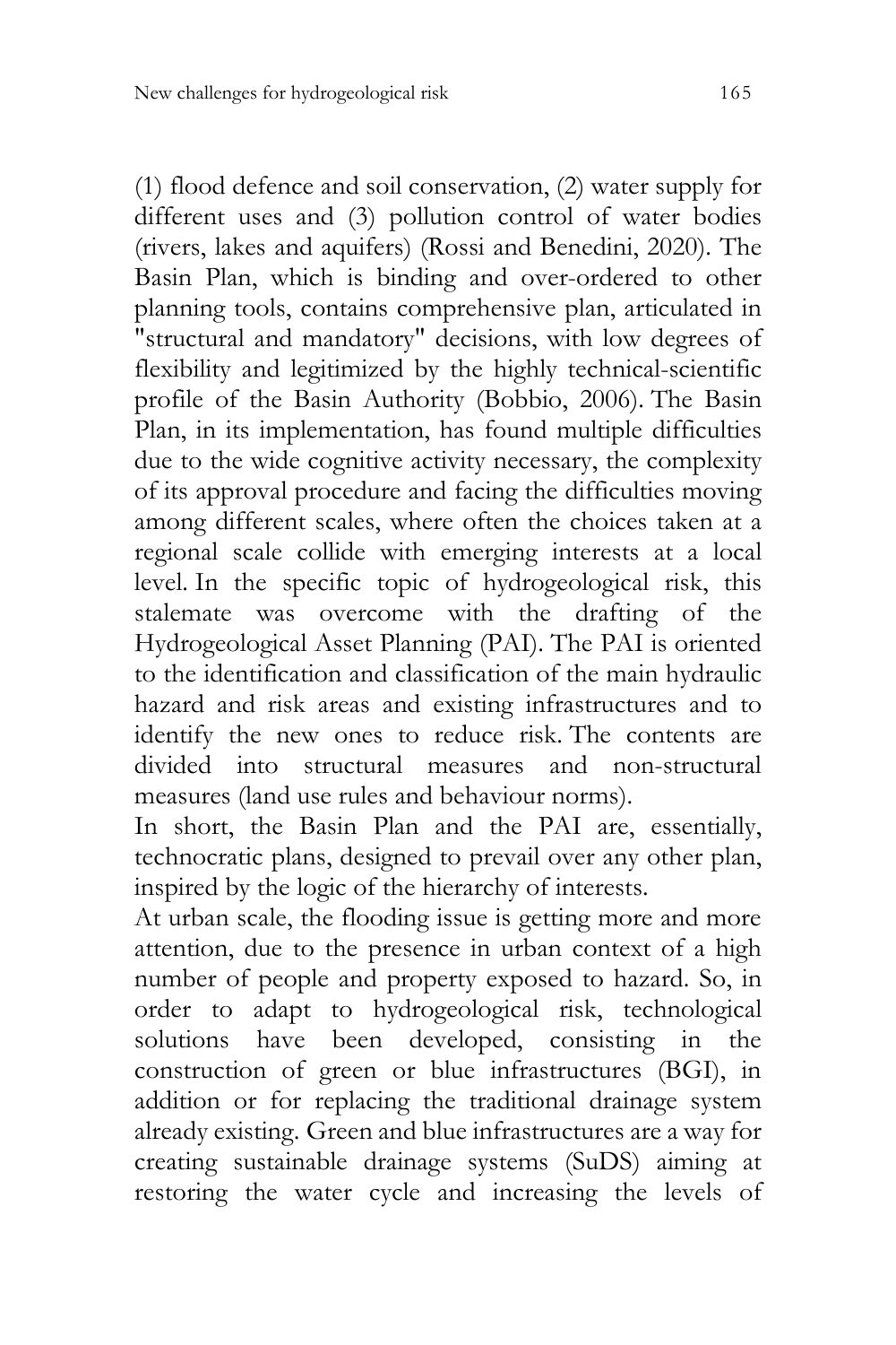(1) flood defence and soil conservation, (2) water supply for different uses and (3) pollution control of water bodies (rivers, lakes and aquifers) (Rossi and Benedini, 2020). The Basin Plan, which is binding and over-ordered to other planning tools, contains comprehensive plan, articulated in "structural and mandatory" decisions, with low degrees of flexibility and legitimized by the highly technical-scientific profile of the Basin Authority (Bobbio, 2006). The Basin Plan, in its implementation, has found multiple difficulties due to the wide cognitive activity necessary, the complexity of its approval procedure and facing the difficulties moving among different scales, where often the choices taken at a regional scale collide with emerging interests at a local level. In the specific topic of hydrogeological risk, this stalemate was overcome with the drafting of the Hydrogeological Asset Planning (PAI). The PAI is oriented to the identification and classification of the main hydraulic hazard and risk areas and existing infrastructures and to identify the new ones to reduce risk. The contents are divided into structural measures and non-structural measures (land use rules and behaviour norms).

In short, the Basin Plan and the PAI are, essentially, technocratic plans, designed to prevail over any other plan, inspired by the logic of the hierarchy of interests.

At urban scale, the flooding issue is getting more and more attention, due to the presence in urban context of a high number of people and property exposed to hazard. So, in order to adapt to hydrogeological risk, technological solutions have been developed, consisting in the construction of green or blue infrastructures (BGI), in addition or for replacing the traditional drainage system already existing. Green and blue infrastructures are a way for creating sustainable drainage systems (SuDS) aiming at restoring the water cycle and increasing the levels of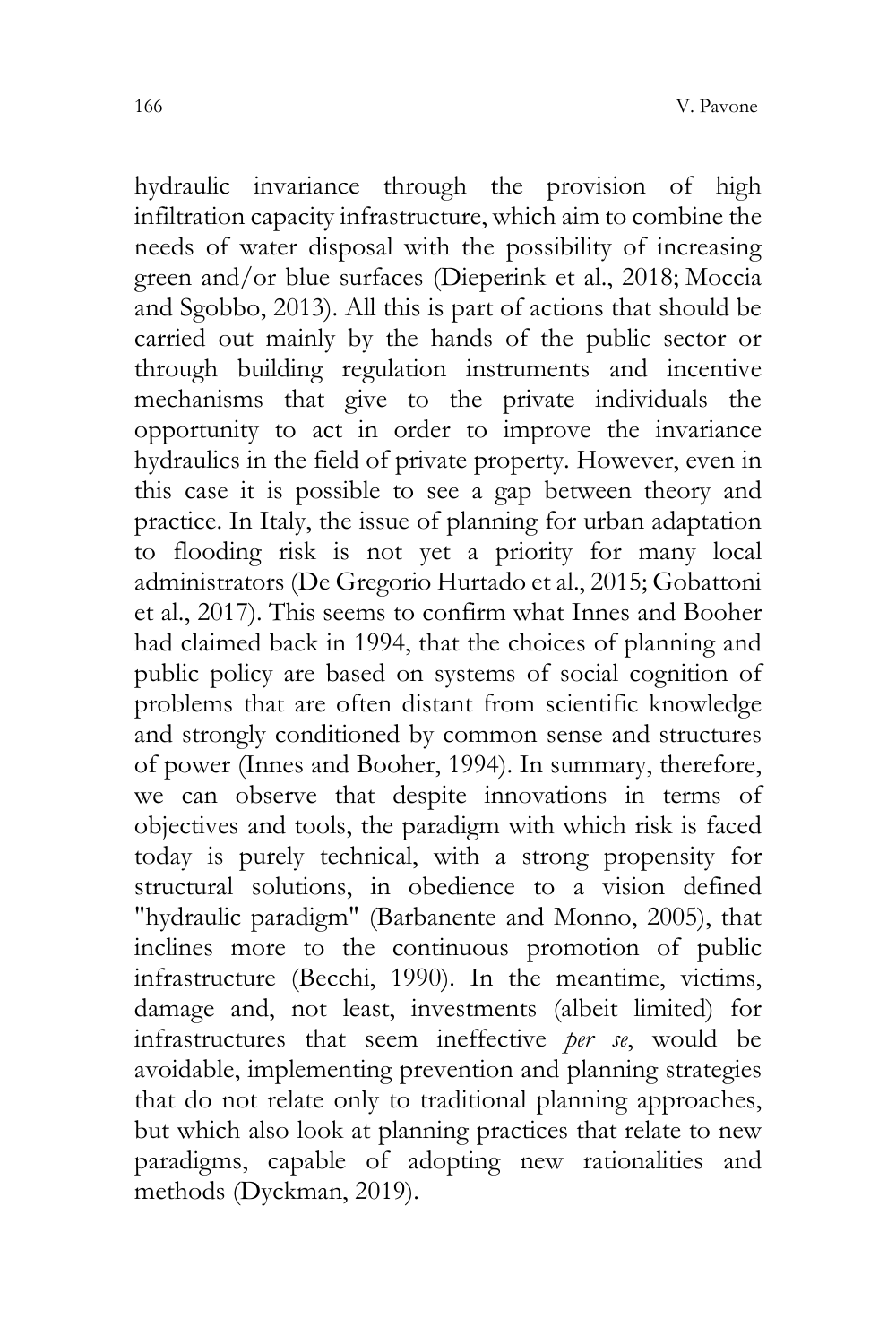hydraulic invariance through the provision of high infiltration capacity infrastructure, which aim to combine the needs of water disposal with the possibility of increasing green and/or blue surfaces (Dieperink et al., 2018; Moccia and Sgobbo, 2013). All this is part of actions that should be carried out mainly by the hands of the public sector or through building regulation instruments and incentive mechanisms that give to the private individuals the opportunity to act in order to improve the invariance hydraulics in the field of private property. However, even in this case it is possible to see a gap between theory and practice. In Italy, the issue of planning for urban adaptation to flooding risk is not yet a priority for many local administrators (De Gregorio Hurtado et al., 2015; Gobattoni et al., 2017). This seems to confirm what Innes and Booher had claimed back in 1994, that the choices of planning and public policy are based on systems of social cognition of problems that are often distant from scientific knowledge and strongly conditioned by common sense and structures of power (Innes and Booher, 1994). In summary, therefore, we can observe that despite innovations in terms of objectives and tools, the paradigm with which risk is faced today is purely technical, with a strong propensity for structural solutions, in obedience to a vision defined "hydraulic paradigm" (Barbanente and Monno, 2005), that inclines more to the continuous promotion of public infrastructure (Becchi, 1990). In the meantime, victims, damage and, not least, investments (albeit limited) for infrastructures that seem ineffective *per se*, would be avoidable, implementing prevention and planning strategies that do not relate only to traditional planning approaches, but which also look at planning practices that relate to new paradigms, capable of adopting new rationalities and methods (Dyckman, 2019).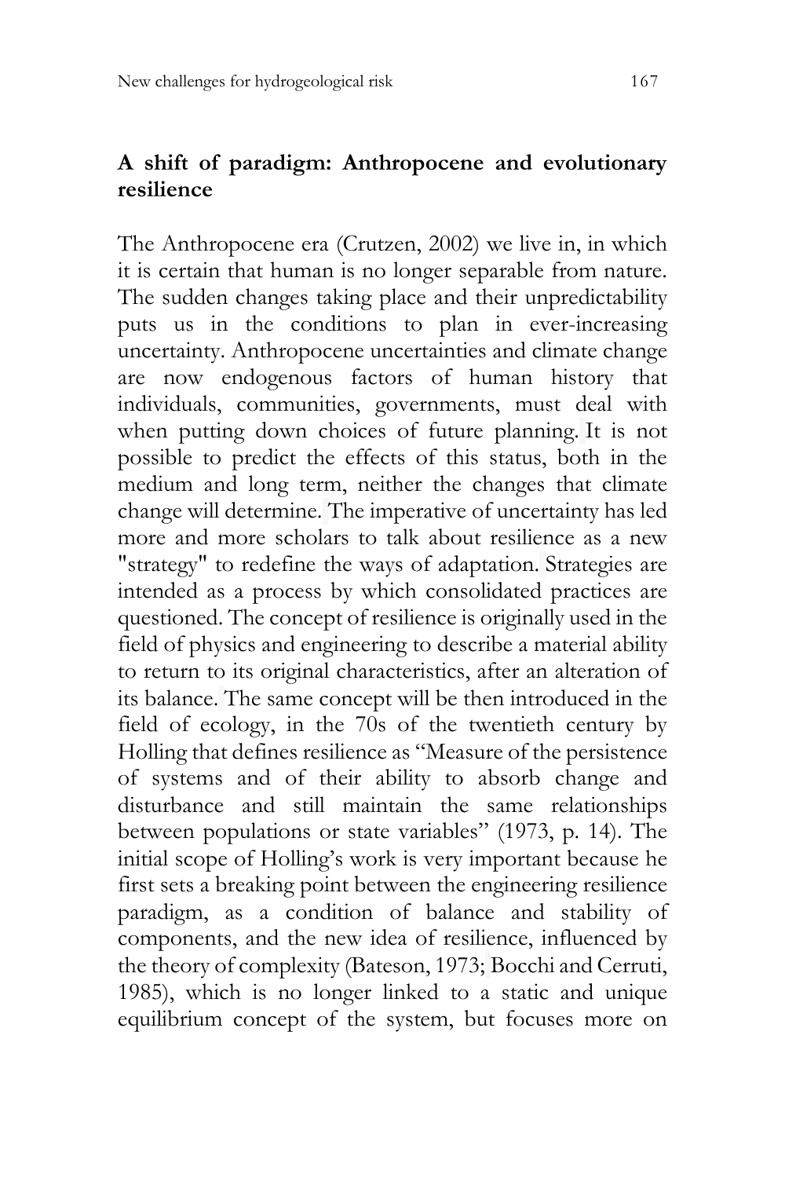## A shift of paradigm: Anthropocene and evolutionary resilience

The Anthropocene era (Crutzen, 2002) we live in, in which it is certain that human is no longer separable from nature. The sudden changes taking place and their unpredictability puts us in the conditions to plan in ever-increasing uncertainty. Anthropocene uncertainties and climate change are now endogenous factors of human history that individuals, communities, governments, must deal with when putting down choices of future planning. It is not possible to predict the effects of this status, both in the medium and long term, neither the changes that climate change will determine. The imperative of uncertainty has led more and more scholars to talk about resilience as a new "strategy" to redefine the ways of adaptation. Strategies are intended as a process by which consolidated practices are questioned. The concept of resilience is originally used in the field of physics and engineering to describe a material ability to return to its original characteristics, after an alteration of its balance. The same concept will be then introduced in the field of ecology, in the 70s of the twentieth century by Holling that defines resilience as "Measure of the persistence of systems and of their ability to absorb change and disturbance and still maintain the same relationships between populations or state variables" (1973, p. 14). The initial scope of Holling's work is very important because he first sets a breaking point between the engineering resilience paradigm, as a condition of balance and stability of components, and the new idea of resilience, influenced by the theory of complexity (Bateson, 1973; Bocchi and Cerruti, 1985), which is no longer linked to a static and unique equilibrium concept of the system, but focuses more on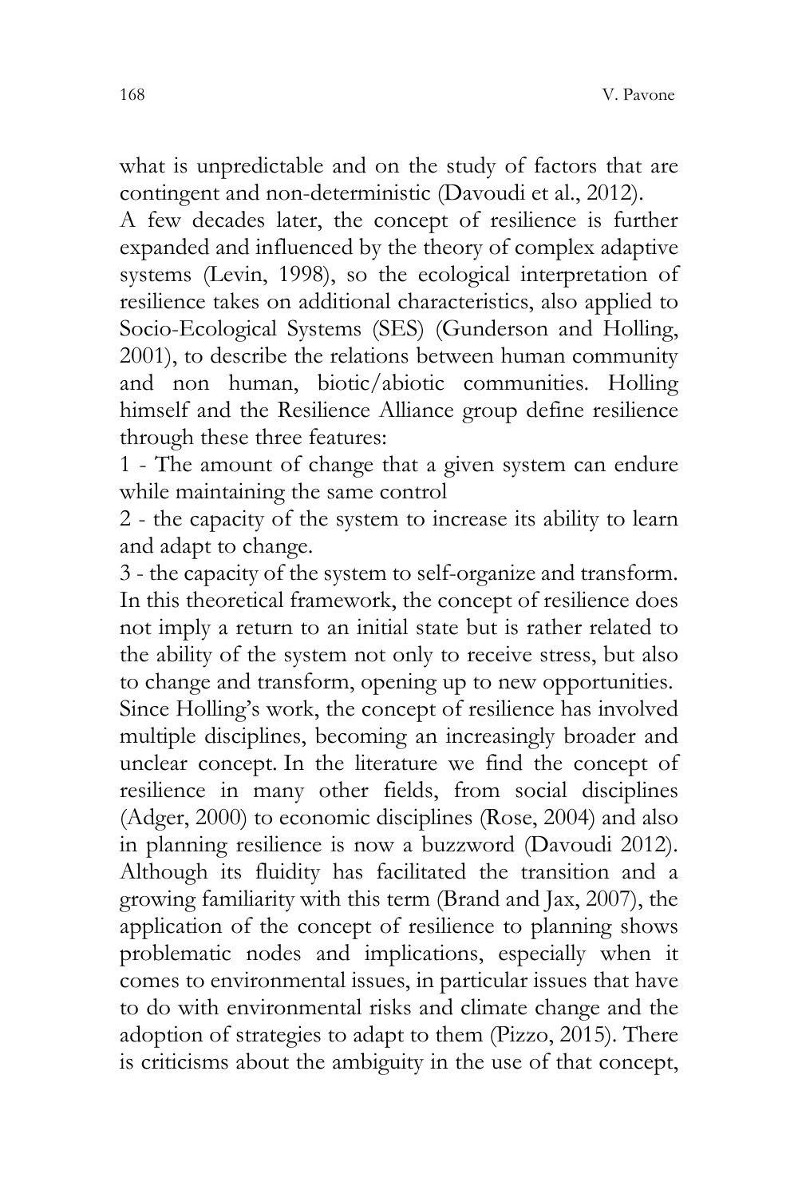what is unpredictable and on the study of factors that are contingent and non-deterministic (Davoudi et al., 2012).

A few decades later, the concept of resilience is further expanded and influenced by the theory of complex adaptive systems (Levin, 1998), so the ecological interpretation of resilience takes on additional characteristics, also applied to Socio-Ecological Systems (SES) (Gunderson and Holling, 2001), to describe the relations between human community and non human, biotic/abiotic communities. Holling himself and the Resilience Alliance group define resilience through these three features:

1 - The amount of change that a given system can endure while maintaining the same control

2 - the capacity of the system to increase its ability to learn and adapt to change.

3 - the capacity of the system to self-organize and transform.

In this theoretical framework, the concept of resilience does not imply a return to an initial state but is rather related to the ability of the system not only to receive stress, but also to change and transform, opening up to new opportunities.

Since Holling's work, the concept of resilience has involved multiple disciplines, becoming an increasingly broader and unclear concept. In the literature we find the concept of resilience in many other fields, from social disciplines (Adger, 2000) to economic disciplines (Rose, 2004) and also in planning resilience is now a buzzword (Davoudi 2012). Although its fluidity has facilitated the transition and a growing familiarity with this term (Brand and Jax, 2007), the application of the concept of resilience to planning shows problematic nodes and implications, especially when it comes to environmental issues, in particular issues that have to do with environmental risks and climate change and the adoption of strategies to adapt to them (Pizzo, 2015). There is criticisms about the ambiguity in the use of that concept,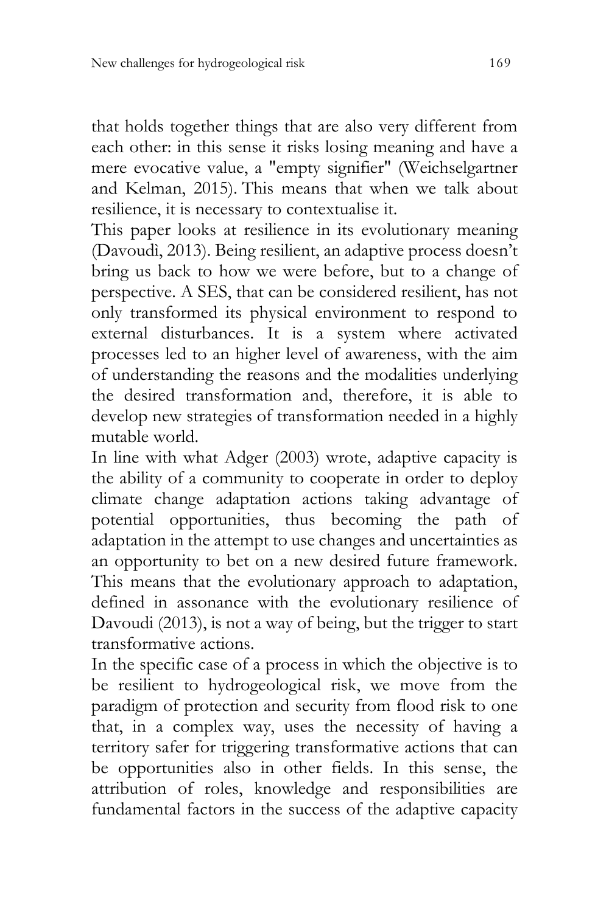that holds together things that are also very different from each other: in this sense it risks losing meaning and have a mere evocative value, a "empty signifier" (Weichselgartner and Kelman, 2015). This means that when we talk about resilience, it is necessary to contextualise it.

This paper looks at resilience in its evolutionary meaning (Davoudì, 2013). Being resilient, an adaptive process doesn't bring us back to how we were before, but to a change of perspective. A SES, that can be considered resilient, has not only transformed its physical environment to respond to external disturbances. It is a system where activated processes led to an higher level of awareness, with the aim of understanding the reasons and the modalities underlying the desired transformation and, therefore, it is able to develop new strategies of transformation needed in a highly mutable world.

In line with what Adger (2003) wrote, adaptive capacity is the ability of a community to cooperate in order to deploy climate change adaptation actions taking advantage of potential opportunities, thus becoming the path of adaptation in the attempt to use changes and uncertainties as an opportunity to bet on a new desired future framework. This means that the evolutionary approach to adaptation, defined in assonance with the evolutionary resilience of Davoudi (2013), is not a way of being, but the trigger to start transformative actions.

In the specific case of a process in which the objective is to be resilient to hydrogeological risk, we move from the paradigm of protection and security from flood risk to one that, in a complex way, uses the necessity of having a territory safer for triggering transformative actions that can be opportunities also in other fields. In this sense, the attribution of roles, knowledge and responsibilities are fundamental factors in the success of the adaptive capacity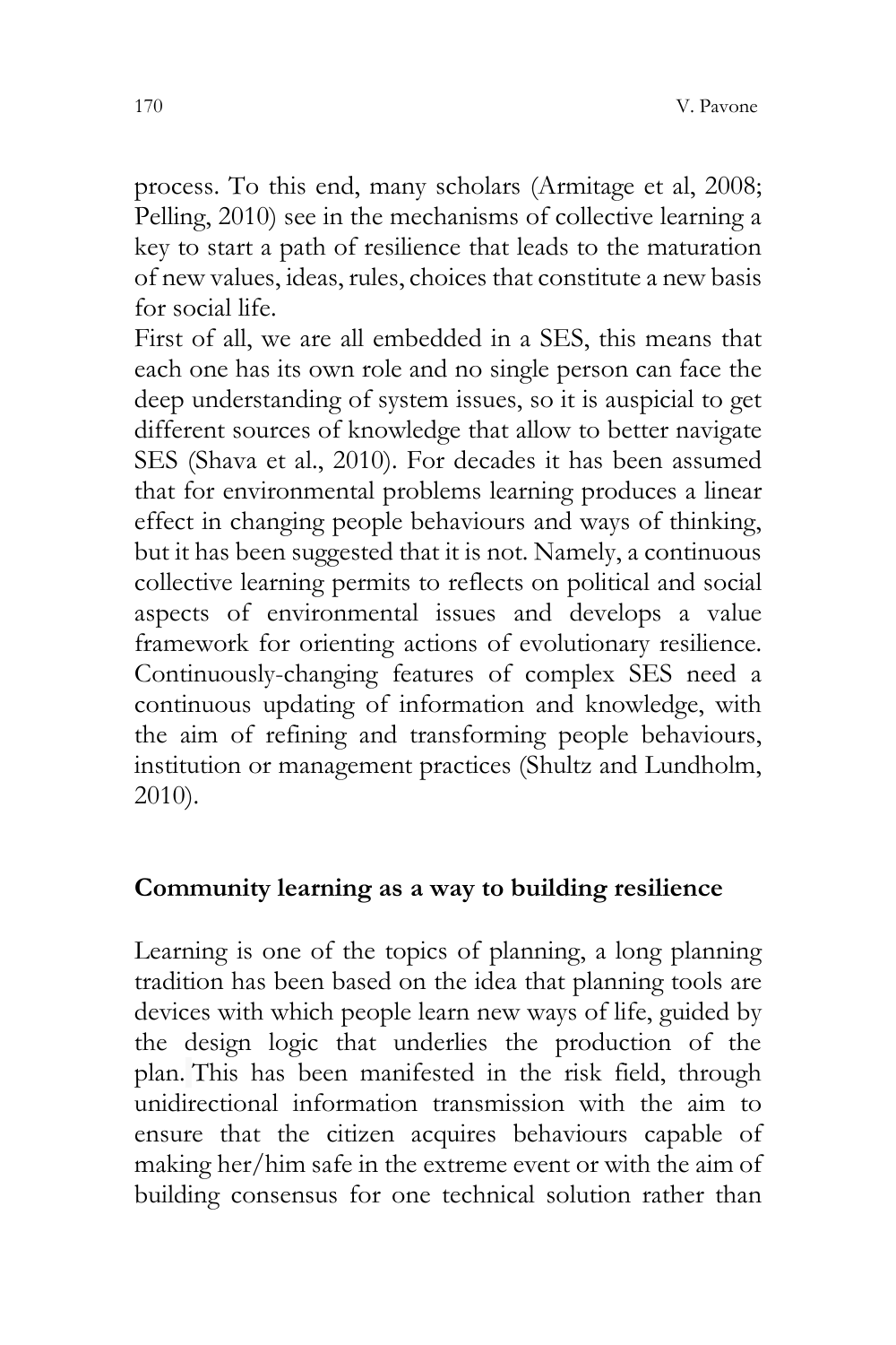process. To this end, many scholars (Armitage et al, 2008; Pelling, 2010) see in the mechanisms of collective learning a key to start a path of resilience that leads to the maturation of new values, ideas, rules, choices that constitute a new basis for social life.

First of all, we are all embedded in a SES, this means that each one has its own role and no single person can face the deep understanding of system issues, so it is auspicial to get different sources of knowledge that allow to better navigate SES (Shava et al., 2010). For decades it has been assumed that for environmental problems learning produces a linear effect in changing people behaviours and ways of thinking, but it has been suggested that it is not. Namely, a continuous collective learning permits to reflects on political and social aspects of environmental issues and develops a value framework for orienting actions of evolutionary resilience. Continuously-changing features of complex SES need a continuous updating of information and knowledge, with the aim of refining and transforming people behaviours, institution or management practices (Shultz and Lundholm, 2010).

## Community learning as a way to building resilience

Learning is one of the topics of planning, a long planning tradition has been based on the idea that planning tools are devices with which people learn new ways of life, guided by the design logic that underlies the production of the plan. This has been manifested in the risk field, through unidirectional information transmission with the aim to ensure that the citizen acquires behaviours capable of making her/him safe in the extreme event or with the aim of building consensus for one technical solution rather than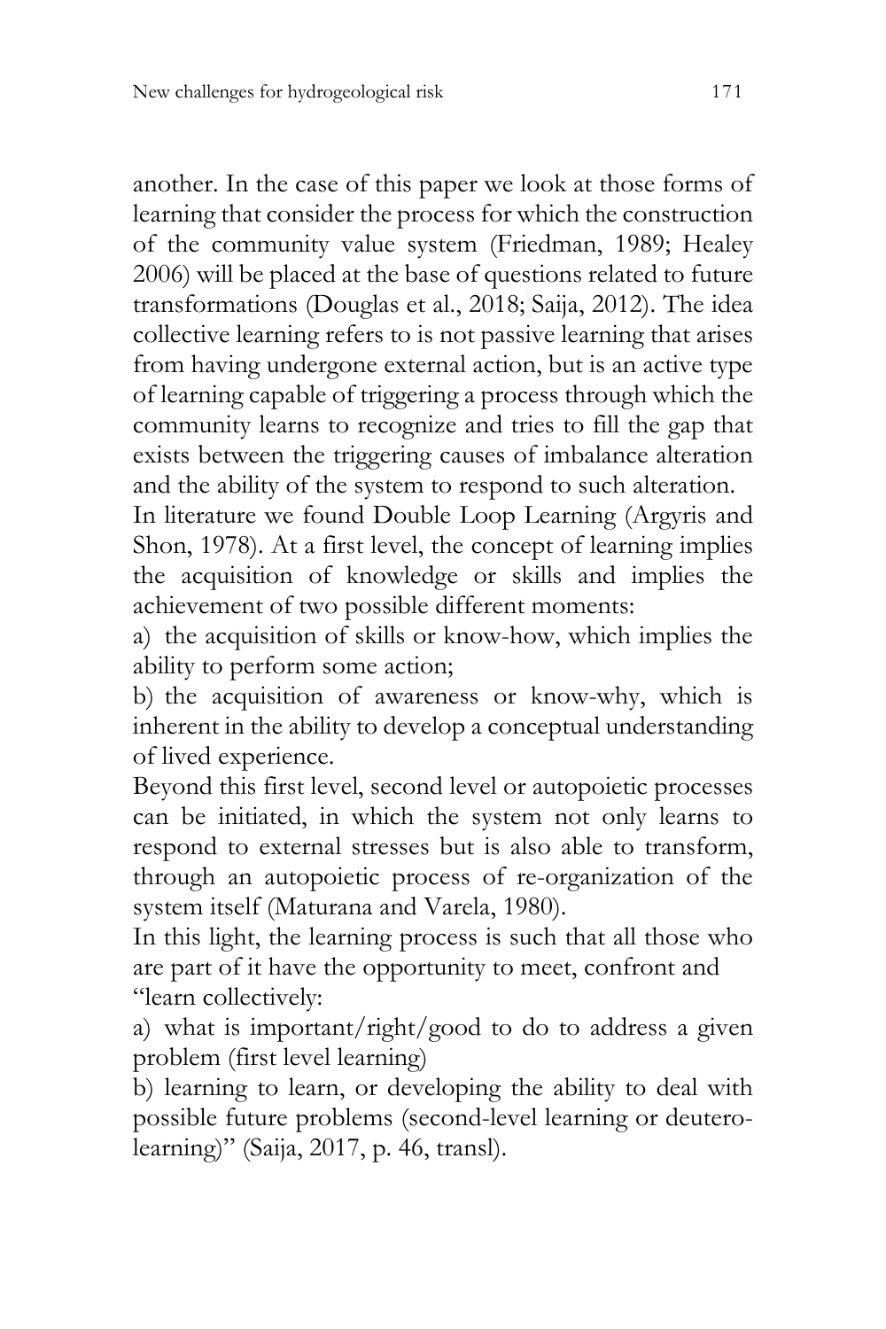another. In the case of this paper we look at those forms of learning that consider the process for which the construction of the community value system (Friedman, 1989; Healey 2006) will be placed at the base of questions related to future transformations (Douglas et al., 2018; Saija, 2012). The idea collective learning refers to is not passive learning that arises from having undergone external action, but is an active type of learning capable of triggering a process through which the community learns to recognize and tries to fill the gap that exists between the triggering causes of imbalance alteration and the ability of the system to respond to such alteration.

In literature we found Double Loop Learning (Argyris and Shon, 1978). At a first level, the concept of learning implies the acquisition of knowledge or skills and implies the achievement of two possible different moments:

a) the acquisition of skills or know-how, which implies the ability to perform some action;

b) the acquisition of awareness or know-why, which is inherent in the ability to develop a conceptual understanding of lived experience.

Beyond this first level, second level or autopoietic processes can be initiated, in which the system not only learns to respond to external stresses but is also able to transform, through an autopoietic process of re-organization of the system itself (Maturana and Varela, 1980).

In this light, the learning process is such that all those who are part of it have the opportunity to meet, confront and "learn collectively:

a) what is important/right/good to do to address a given problem (first level learning)

b) learning to learn, or developing the ability to deal with possible future problems (second-level learning or deutero-learning)" (Saija, 2017, p. 46, transl).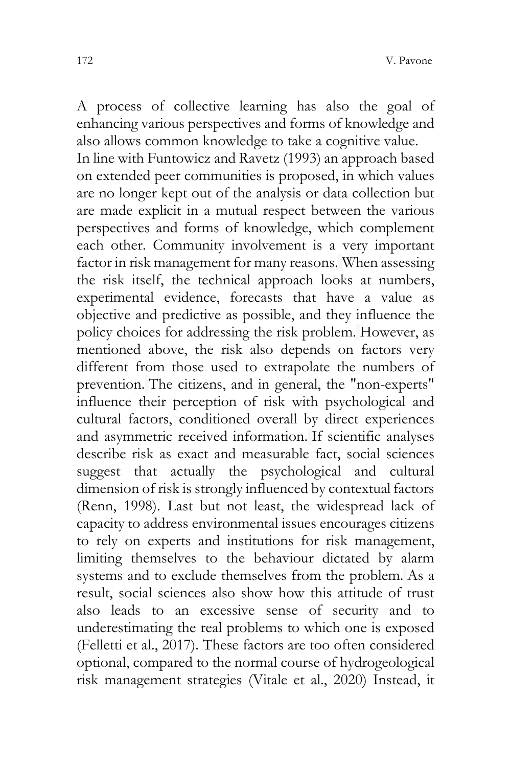A process of collective learning has also the goal of enhancing various perspectives and forms of knowledge and also allows common knowledge to take a cognitive value.

In line with Funtowicz and Ravetz (1993) an approach based on extended peer communities is proposed, in which values are no longer kept out of the analysis or data collection but are made explicit in a mutual respect between the various perspectives and forms of knowledge, which complement each other. Community involvement is a very important factor in risk management for many reasons. When assessing the risk itself, the technical approach looks at numbers, experimental evidence, forecasts that have a value as objective and predictive as possible, and they influence the policy choices for addressing the risk problem. However, as mentioned above, the risk also depends on factors very different from those used to extrapolate the numbers of prevention. The citizens, and in general, the "non-experts" influence their perception of risk with psychological and cultural factors, conditioned overall by direct experiences and asymmetric received information. If scientific analyses describe risk as exact and measurable fact, social sciences suggest that actually the psychological and cultural dimension of risk is strongly influenced by contextual factors (Renn, 1998). Last but not least, the widespread lack of capacity to address environmental issues encourages citizens to rely on experts and institutions for risk management, limiting themselves to the behaviour dictated by alarm systems and to exclude themselves from the problem. As a result, social sciences also show how this attitude of trust also leads to an excessive sense of security and to underestimating the real problems to which one is exposed (Felletti et al., 2017). These factors are too often considered optional, compared to the normal course of hydrogeological risk management strategies (Vitale et al., 2020) Instead, it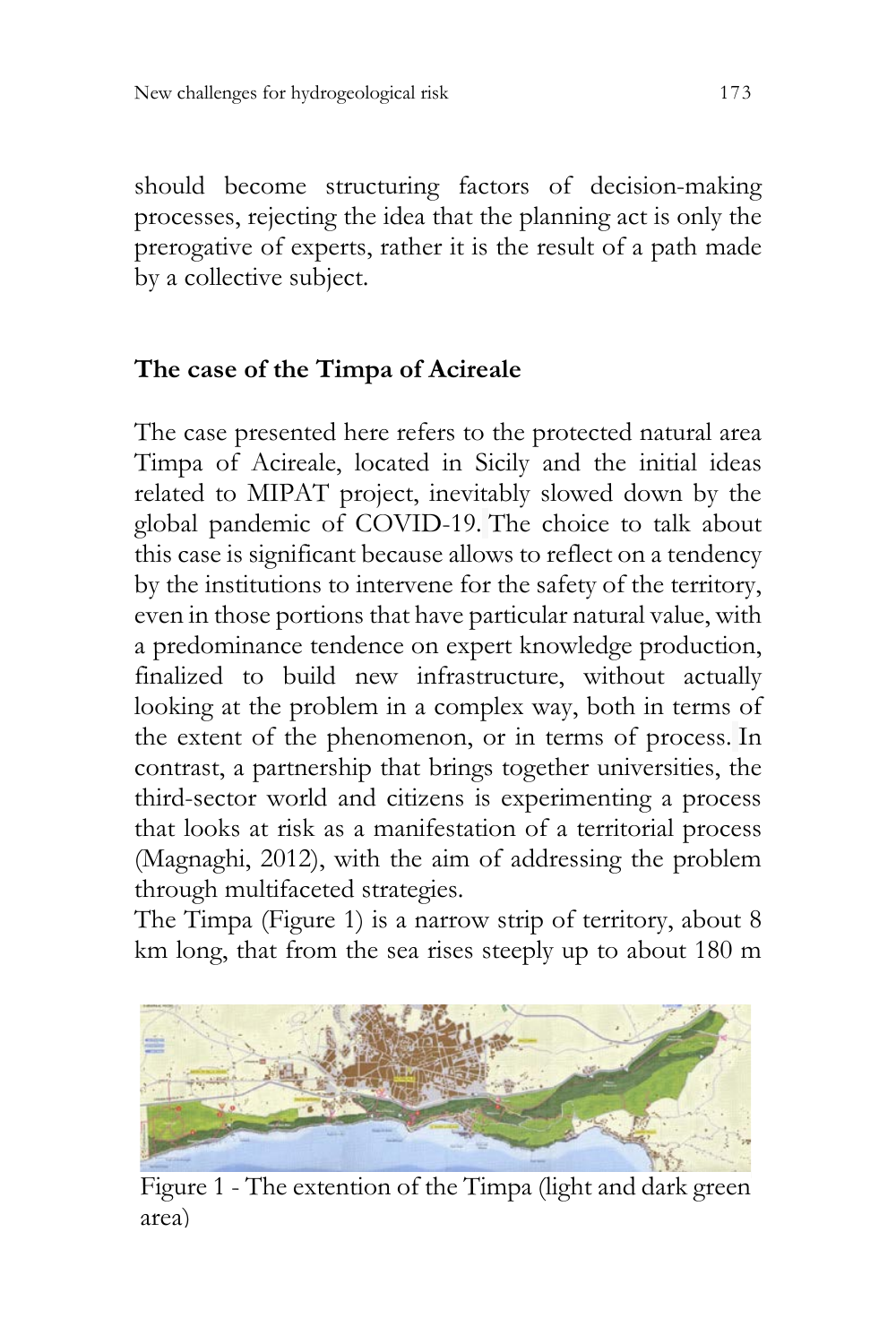should become structuring factors of decision-making processes, rejecting the idea that the planning act is only the prerogative of experts, rather it is the result of a path made by a collective subject.

## The case of the Timpa of Acireale

The case presented here refers to the protected natural area Timpa of Acireale, located in Sicily and the initial ideas related to MIPAT project, inevitably slowed down by the global pandemic of COVID-19. The choice to talk about this case is significant because allows to reflect on a tendency by the institutions to intervene for the safety of the territory, even in those portions that have particular natural value, with a predominance tendence on expert knowledge production, finalized to build new infrastructure, without actually looking at the problem in a complex way, both in terms of the extent of the phenomenon, or in terms of process. In contrast, a partnership that brings together universities, the third-sector world and citizens is experimenting a process that looks at risk as a manifestation of a territorial process (Magnaghi, 2012), with the aim of addressing the problem through multifaceted strategies.

The Timpa (Figure 1) is a narrow strip of territory, about 8 km long, that from the sea rises steeply up to about 180 m

Figure 1 - The extention of the Timpa (light and dark green area)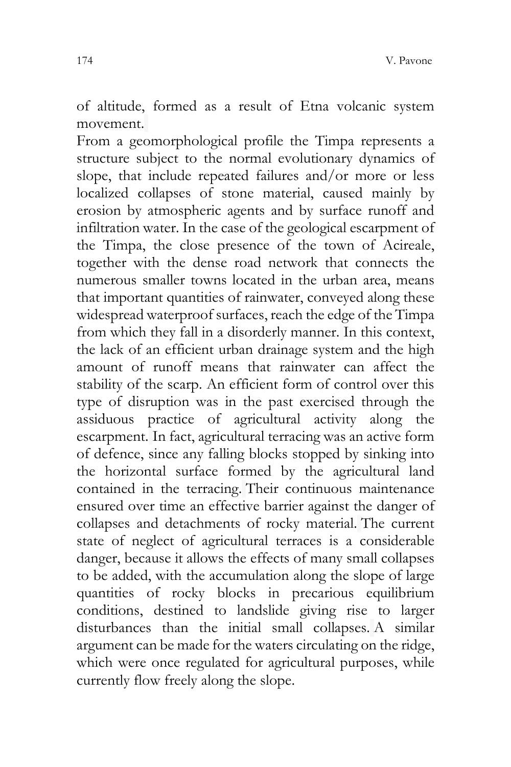of altitude, formed as a result of Etna volcanic system movement.

From a geomorphological profile the Timpa represents a structure subject to the normal evolutionary dynamics of slope, that include repeated failures and/or more or less localized collapses of stone material, caused mainly by erosion by atmospheric agents and by surface runoff and infiltration water. In the case of the geological escarpment of the Timpa, the close presence of the town of Acireale, together with the dense road network that connects the numerous smaller towns located in the urban area, means that important quantities of rainwater, conveyed along these widespread waterproof surfaces, reach the edge of the Timpa from which they fall in a disorderly manner. In this context, the lack of an efficient urban drainage system and the high amount of runoff means that rainwater can affect the stability of the scarp. An efficient form of control over this type of disruption was in the past exercised through the assiduous practice of agricultural activity along the escarpment. In fact, agricultural terracing was an active form of defence, since any falling blocks stopped by sinking into the horizontal surface formed by the agricultural land contained in the terracing. Their continuous maintenance ensured over time an effective barrier against the danger of collapses and detachments of rocky material. The current state of neglect of agricultural terraces is a considerable danger, because it allows the effects of many small collapses to be added, with the accumulation along the slope of large quantities of rocky blocks in precarious equilibrium conditions, destined to landslide giving rise to larger disturbances than the initial small collapses. A similar argument can be made for the waters circulating on the ridge, which were once regulated for agricultural purposes, while currently flow freely along the slope.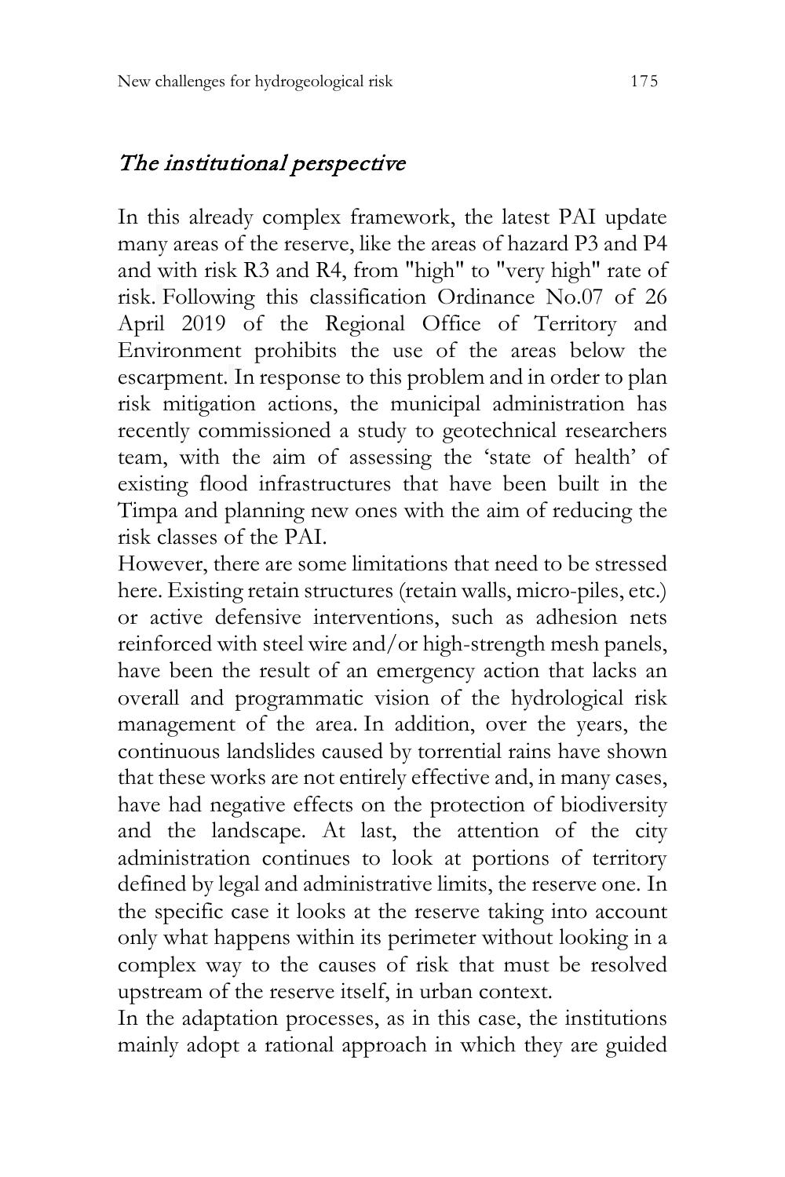## *The institutional perspective*

In this already complex framework, the latest PAI update many areas of the reserve, like the areas of hazard P3 and P4 and with risk R3 and R4, from "high" to "very high" rate of risk. Following this classification Ordinance No.07 of 26 April 2019 of the Regional Office of Territory and Environment prohibits the use of the areas below the escarpment. In response to this problem and in order to plan risk mitigation actions, the municipal administration has recently commissioned a study to geotechnical researchers team, with the aim of assessing the 'state of health' of existing flood infrastructures that have been built in the Timpa and planning new ones with the aim of reducing the risk classes of the PAI.

However, there are some limitations that need to be stressed here. Existing retain structures (retain walls, micro-piles, etc.) or active defensive interventions, such as adhesion nets reinforced with steel wire and/or high-strength mesh panels, have been the result of an emergency action that lacks an overall and programmatic vision of the hydrological risk management of the area. In addition, over the years, the continuous landslides caused by torrential rains have shown that these works are not entirely effective and, in many cases, have had negative effects on the protection of biodiversity and the landscape. At last, the attention of the city administration continues to look at portions of territory defined by legal and administrative limits, the reserve one. In the specific case it looks at the reserve taking into account only what happens within its perimeter without looking in a complex way to the causes of risk that must be resolved upstream of the reserve itself, in urban context.

In the adaptation processes, as in this case, the institutions mainly adopt a rational approach in which they are guided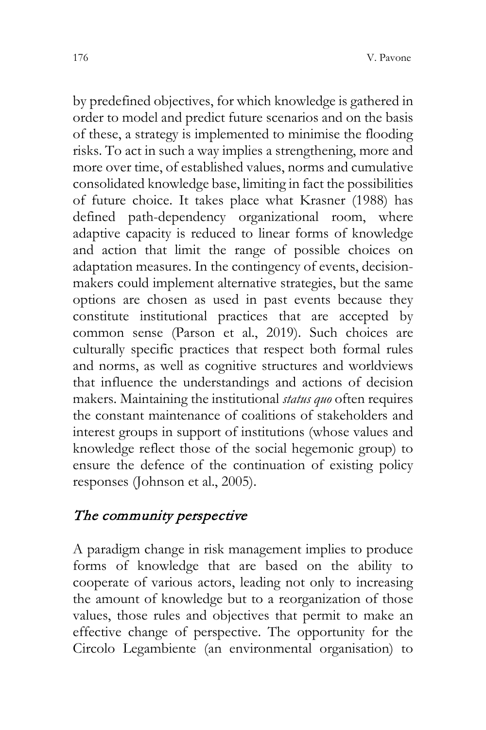by predefined objectives, for which knowledge is gathered in order to model and predict future scenarios and on the basis of these, a strategy is implemented to minimise the flooding risks. To act in such a way implies a strengthening, more and more over time, of established values, norms and cumulative consolidated knowledge base, limiting in fact the possibilities of future choice. It takes place what Krasner (1988) has defined path-dependency organizational room, where adaptive capacity is reduced to linear forms of knowledge and action that limit the range of possible choices on adaptation measures. In the contingency of events, decision-makers could implement alternative strategies, but the same options are chosen as used in past events because they constitute institutional practices that are accepted by common sense (Parson et al., 2019). Such choices are culturally specific practices that respect both formal rules and norms, as well as cognitive structures and worldviews that influence the understandings and actions of decision makers. Maintaining the institutional *status quo* often requires the constant maintenance of coalitions of stakeholders and interest groups in support of institutions (whose values and knowledge reflect those of the social hegemonic group) to ensure the defence of the continuation of existing policy responses (Johnson et al., 2005).

## *The community perspective*

A paradigm change in risk management implies to produce forms of knowledge that are based on the ability to cooperate of various actors, leading not only to increasing the amount of knowledge but to a reorganization of those values, those rules and objectives that permit to make an effective change of perspective. The opportunity for the Circolo Legambiente (an environmental organisation) to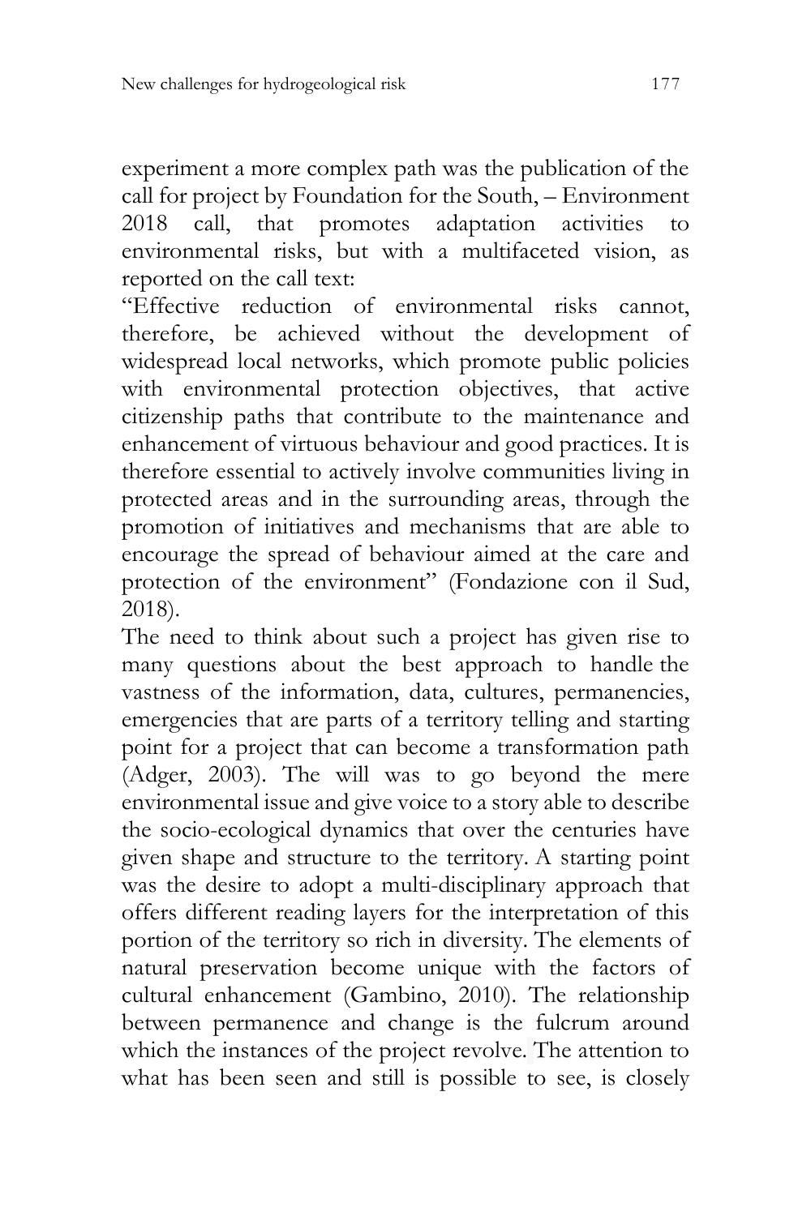experiment a more complex path was the publication of the call for project by Foundation for the South, – Environment 2018 call, that promotes adaptation activities to environmental risks, but with a multifaceted vision, as reported on the call text:

"Effective reduction of environmental risks cannot, therefore, be achieved without the development of widespread local networks, which promote public policies with environmental protection objectives, that active citizenship paths that contribute to the maintenance and enhancement of virtuous behaviour and good practices. It is therefore essential to actively involve communities living in protected areas and in the surrounding areas, through the promotion of initiatives and mechanisms that are able to encourage the spread of behaviour aimed at the care and protection of the environment" (Fondazione con il Sud, 2018).

The need to think about such a project has given rise to many questions about the best approach to handle the vastness of the information, data, cultures, permanencies, emergencies that are parts of a territory telling and starting point for a project that can become a transformation path (Adger, 2003). The will was to go beyond the mere environmental issue and give voice to a story able to describe the socio-ecological dynamics that over the centuries have given shape and structure to the territory. A starting point was the desire to adopt a multi-disciplinary approach that offers different reading layers for the interpretation of this portion of the territory so rich in diversity. The elements of natural preservation become unique with the factors of cultural enhancement (Gambino, 2010). The relationship between permanence and change is the fulcrum around which the instances of the project revolve. The attention to what has been seen and still is possible to see, is closely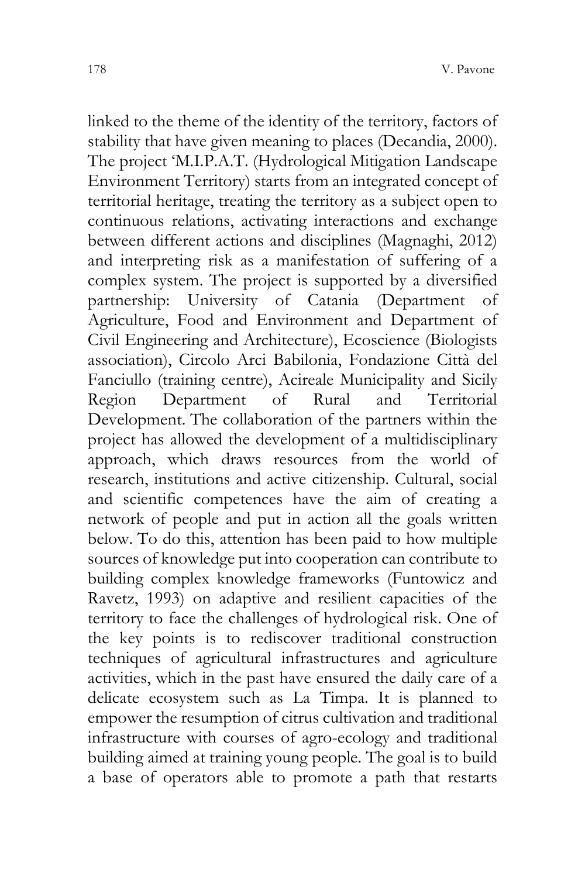linked to the theme of the identity of the territory, factors of stability that have given meaning to places (Decandia, 2000). The project 'M.I.P.A.T. (Hydrological Mitigation Landscape Environment Territory) starts from an integrated concept of territorial heritage, treating the territory as a subject open to continuous relations, activating interactions and exchange between different actions and disciplines (Magnaghi, 2012) and interpreting risk as a manifestation of suffering of a complex system. The project is supported by a diversified partnership: University of Catania (Department of Agriculture, Food and Environment and Department of Civil Engineering and Architecture), Ecoscience (Biologists association), Circolo Arci Babilonia, Fondazione Città del Fanciullo (training centre), Acireale Municipality and Sicily Region Department of Rural and Territorial Development. The collaboration of the partners within the project has allowed the development of a multidisciplinary approach, which draws resources from the world of research, institutions and active citizenship. Cultural, social and scientific competences have the aim of creating a network of people and put in action all the goals written below. To do this, attention has been paid to how multiple sources of knowledge put into cooperation can contribute to building complex knowledge frameworks (Funtowicz and Ravetz, 1993) on adaptive and resilient capacities of the territory to face the challenges of hydrological risk. One of the key points is to rediscover traditional construction techniques of agricultural infrastructures and agriculture activities, which in the past have ensured the daily care of a delicate ecosystem such as La Timpa. It is planned to empower the resumption of citrus cultivation and traditional infrastructure with courses of agro-ecology and traditional building aimed at training young people. The goal is to build a base of operators able to promote a path that restarts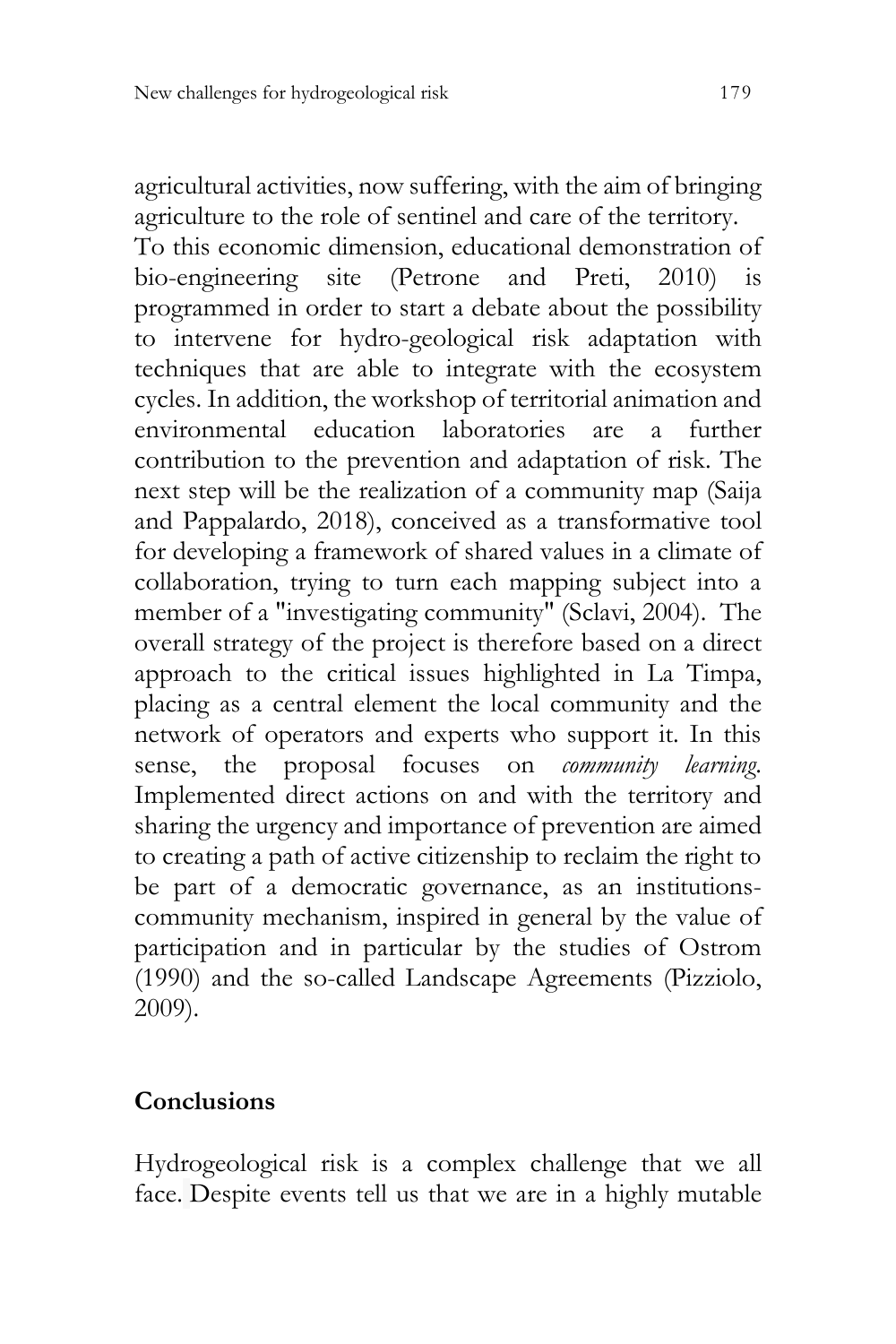agricultural activities, now suffering, with the aim of bringing agriculture to the role of sentinel and care of the territory.
To this economic dimension, educational demonstration of bio-engineering site (Petrone and Preti, 2010) is programmed in order to start a debate about the possibility to intervene for hydro-geological risk adaptation with techniques that are able to integrate with the ecosystem cycles. In addition, the workshop of territorial animation and environmental education laboratories are a further contribution to the prevention and adaptation of risk. The next step will be the realization of a community map (Saija and Pappalardo, 2018), conceived as a transformative tool for developing a framework of shared values in a climate of collaboration, trying to turn each mapping subject into a member of a "investigating community" (Sclavi, 2004). The overall strategy of the project is therefore based on a direct approach to the critical issues highlighted in La Timpa, placing as a central element the local community and the network of operators and experts who support it. In this sense, the proposal focuses on *community learning*. Implemented direct actions on and with the territory and sharing the urgency and importance of prevention are aimed to creating a path of active citizenship to reclaim the right to be part of a democratic governance, as an institutions-community mechanism, inspired in general by the value of participation and in particular by the studies of Ostrom (1990) and the so-called Landscape Agreements (Pizziolo, 2009).

## Conclusions

Hydrogeological risk is a complex challenge that we all face. Despite events tell us that we are in a highly mutable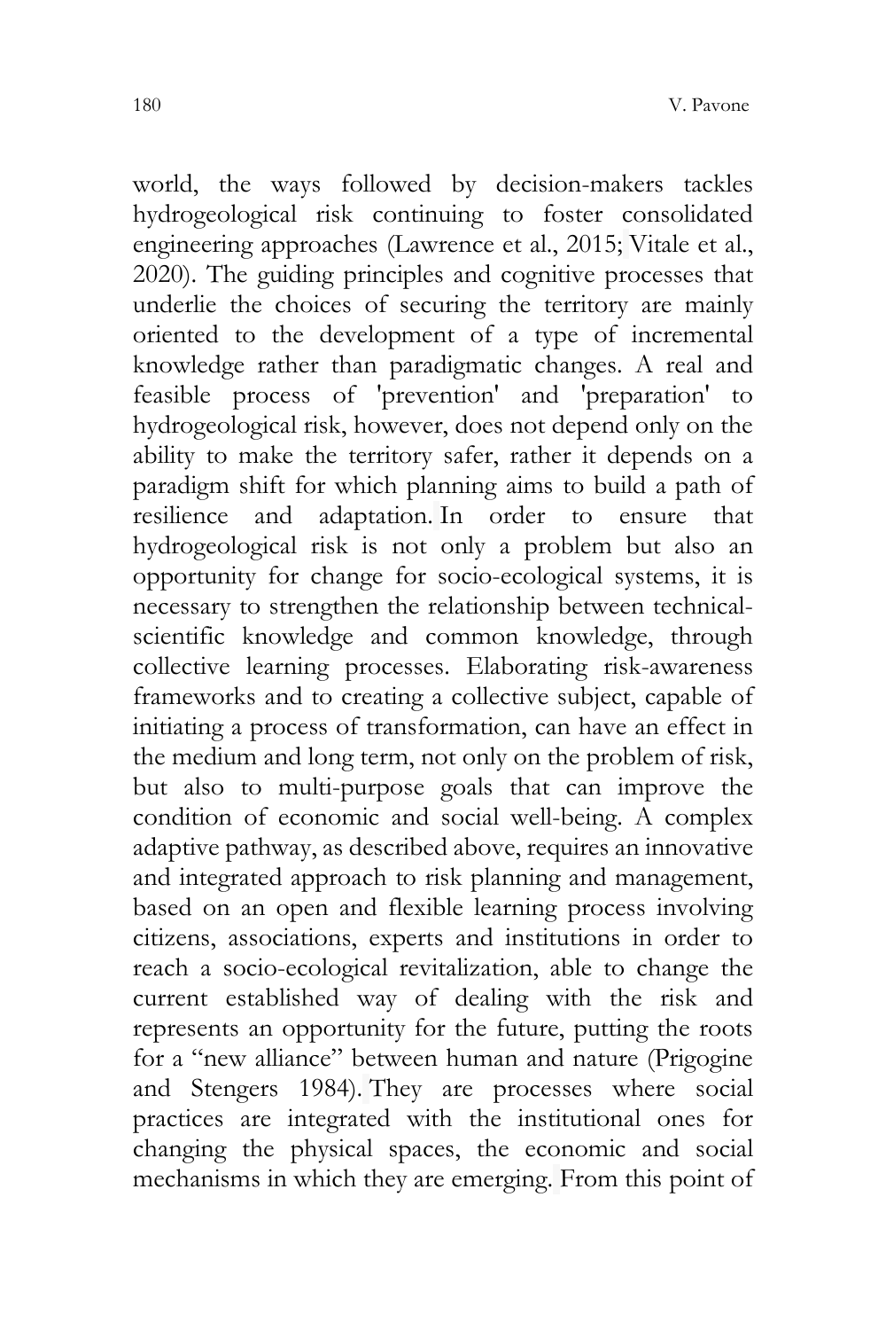world, the ways followed by decision-makers tackles hydrogeological risk continuing to foster consolidated engineering approaches (Lawrence et al., 2015; Vitale et al., 2020). The guiding principles and cognitive processes that underlie the choices of securing the territory are mainly oriented to the development of a type of incremental knowledge rather than paradigmatic changes. A real and feasible process of 'prevention' and 'preparation' to hydrogeological risk, however, does not depend only on the ability to make the territory safer, rather it depends on a paradigm shift for which planning aims to build a path of resilience and adaptation. In order to ensure that hydrogeological risk is not only a problem but also an opportunity for change for socio-ecological systems, it is necessary to strengthen the relationship between technical-scientific knowledge and common knowledge, through collective learning processes. Elaborating risk-awareness frameworks and to creating a collective subject, capable of initiating a process of transformation, can have an effect in the medium and long term, not only on the problem of risk, but also to multi-purpose goals that can improve the condition of economic and social well-being. A complex adaptive pathway, as described above, requires an innovative and integrated approach to risk planning and management, based on an open and flexible learning process involving citizens, associations, experts and institutions in order to reach a socio-ecological revitalization, able to change the current established way of dealing with the risk and represents an opportunity for the future, putting the roots for a "new alliance" between human and nature (Prigogine and Stengers 1984). They are processes where social practices are integrated with the institutional ones for changing the physical spaces, the economic and social mechanisms in which they are emerging. From this point of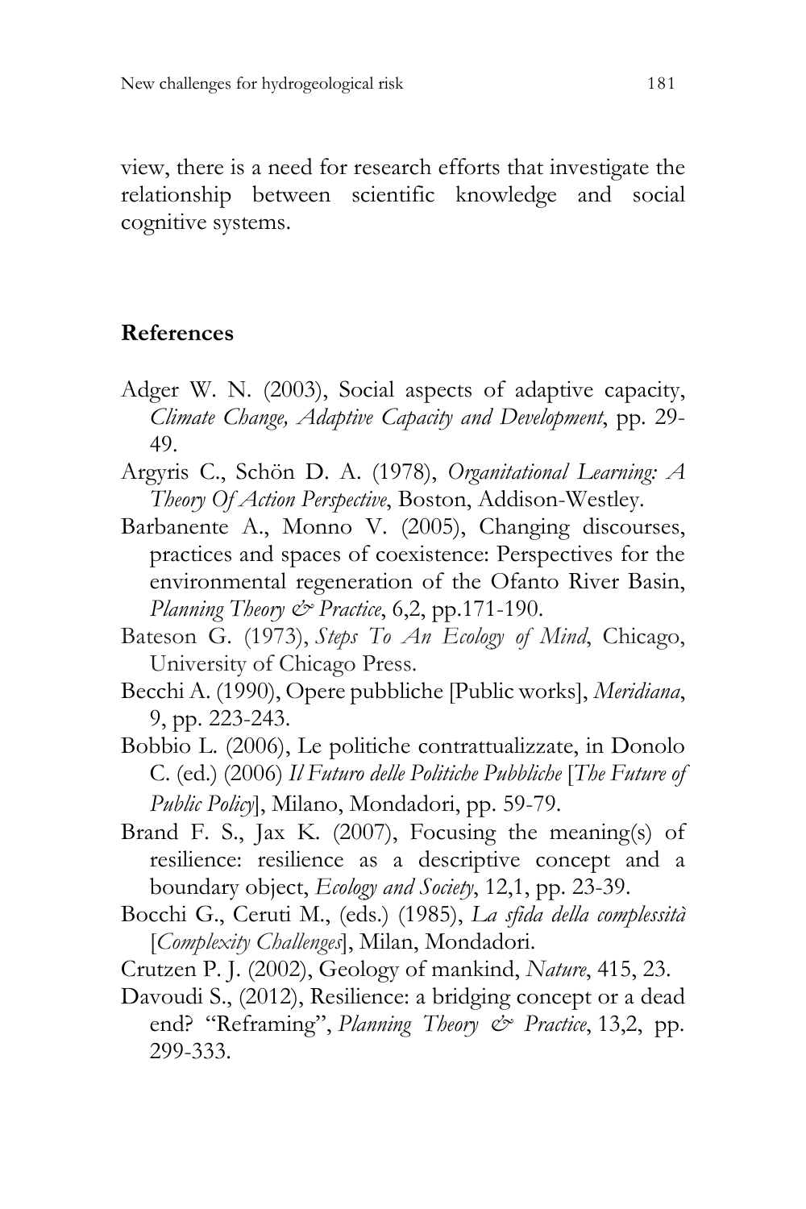view, there is a need for research efforts that investigate the relationship between scientific knowledge and social cognitive systems.

## References

Adger W. N. (2003), Social aspects of adaptive capacity, *Climate Change, Adaptive Capacity and Development*, pp. 29-49.

Argyris C., Schön D. A. (1978), *Organitational Learning: A Theory Of Action Perspective*, Boston, Addison-Westley.

Barbanente A., Monno V. (2005), Changing discourses, practices and spaces of coexistence: Perspectives for the environmental regeneration of the Ofanto River Basin, *Planning Theory & Practice*, 6,2, pp.171-190.

Bateson G. (1973), *Steps To An Ecology of Mind*, Chicago, University of Chicago Press.

Becchi A. (1990), Opere pubbliche [Public works], *Meridiana*, 9, pp. 223-243.

Bobbio L. (2006), Le politiche contrattualizzate, in Donolo C. (ed.) (2006) *Il Futuro delle Politiche Pubbliche* [*The Future of Public Policy*], Milano, Mondadori, pp. 59-79.

Brand F. S., Jax K. (2007), Focusing the meaning(s) of resilience: resilience as a descriptive concept and a boundary object, *Ecology and Society*, 12,1, pp. 23-39.

Bocchi G., Ceruti M., (eds.) (1985), *La sfida della complessità* [*Complexity Challenges*], Milan, Mondadori.

Crutzen P. J. (2002), Geology of mankind, *Nature*, 415, 23.

Davoudi S., (2012), Resilience: a bridging concept or a dead end? "Reframing", *Planning Theory & Practice*, 13,2, pp. 299-333.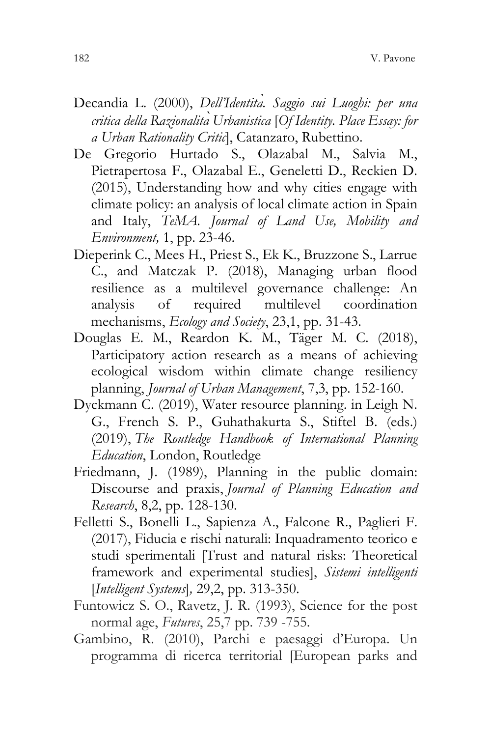Decandia L. (2000), *Dell'Identità. Saggio sui Luoghi: per una critica della Razionalità Urbanistica* [*Of Identity. Place Essay: for a Urban Rationality Critic*], Catanzaro, Rubettino.

De Gregorio Hurtado S., Olazabal M., Salvia M., Pietrapertosa F., Olazabal E., Geneletti D., Reckien D. (2015), Understanding how and why cities engage with climate policy: an analysis of local climate action in Spain and Italy, *TeMA. Journal of Land Use, Mobility and Environment,* 1, pp. 23-46.

Dieperink C., Mees H., Priest S., Ek K., Bruzzone S., Larrue C., and Matczak P. (2018), Managing urban flood resilience as a multilevel governance challenge: An analysis of required multilevel coordination mechanisms, *Ecology and Society*, 23,1, pp. 31-43.

Douglas E. M., Reardon K. M., Täger M. C. (2018), Participatory action research as a means of achieving ecological wisdom within climate change resiliency planning, *Journal of Urban Management*, 7,3, pp. 152-160.

Dyckmann C. (2019), Water resource planning. in Leigh N. G., French S. P., Guhathakurta S., Stiftel B. (eds.) (2019), *The Routledge Handbook of International Planning Education*, London, Routledge

Friedmann, J. (1989), Planning in the public domain: Discourse and praxis, *Journal of Planning Education and Research*, 8,2, pp. 128-130.

Felletti S., Bonelli L., Sapienza A., Falcone R., Paglieri F. (2017), Fiducia e rischi naturali: Inquadramento teorico e studi sperimentali [Trust and natural risks: Theoretical framework and experimental studies], *Sistemi intelligenti* [*Intelligent Systems*], 29,2, pp. 313-350.

Funtowicz S. O., Ravetz, J. R. (1993), Science for the post normal age, *Futures*, 25,7 pp. 739 -755.

Gambino, R. (2010), Parchi e paesaggi d'Europa. Un programma di ricerca territorial [European parks and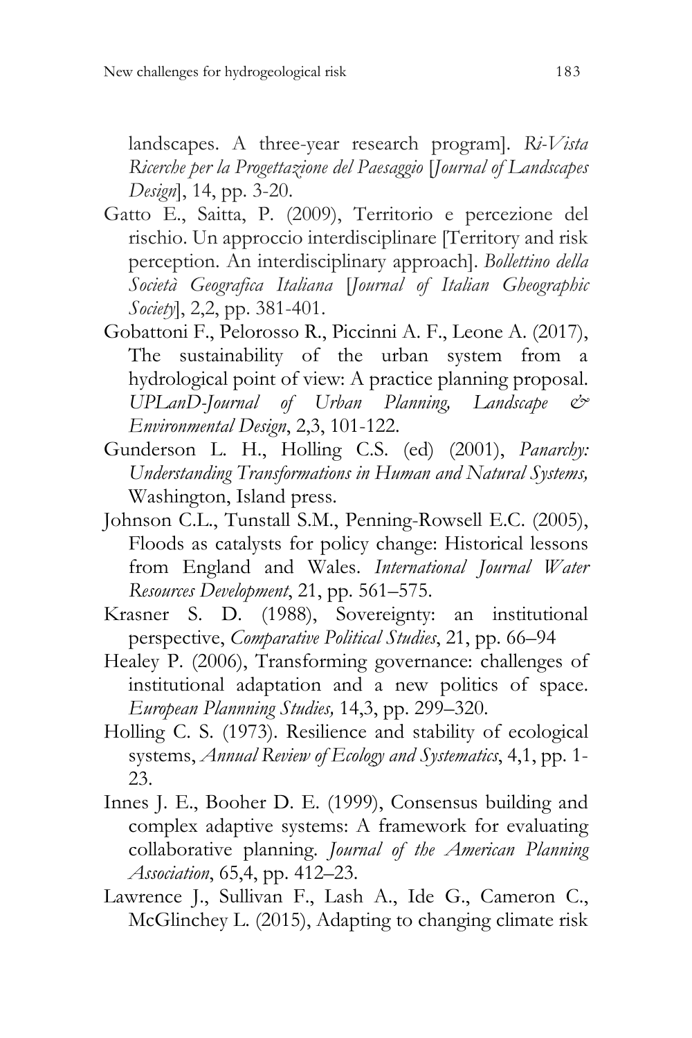landscapes. A three-year research program]. *Ri-Vista Ricerche per la Progettazione del Paesaggio* [*Journal of Landscapes Design*], 14, pp. 3-20.

Gatto E., Saitta, P. (2009), Territorio e percezione del rischio. Un approccio interdisciplinare [Territory and risk perception. An interdisciplinary approach]. *Bollettino della Società Geografica Italiana* [*Journal of Italian Gheographic Society*], 2,2, pp. 381-401.

Gobattoni F., Pelorosso R., Piccinni A. F., Leone A. (2017), The sustainability of the urban system from a hydrological point of view: A practice planning proposal. *UPLanD-Journal of Urban Planning, Landscape & Environmental Design*, 2,3, 101-122.

Gunderson L. H., Holling C.S. (ed) (2001), *Panarchy: Understanding Transformations in Human and Natural Systems,* Washington, Island press.

Johnson C.L., Tunstall S.M., Penning-Rowsell E.C. (2005), Floods as catalysts for policy change: Historical lessons from England and Wales. *International Journal Water Resources Development*, 21, pp. 561–575.

Krasner S. D. (1988), Sovereignty: an institutional perspective, *Comparative Political Studies*, 21, pp. 66–94

Healey P. (2006), Transforming governance: challenges of institutional adaptation and a new politics of space. *European Plannning Studies,* 14,3, pp. 299–320.

Holling C. S. (1973). Resilience and stability of ecological systems, *Annual Review of Ecology and Systematics*, 4,1, pp. 1-23.

Innes J. E., Booher D. E. (1999), Consensus building and complex adaptive systems: A framework for evaluating collaborative planning. *Journal of the American Planning Association*, 65,4, pp. 412–23.

Lawrence J., Sullivan F., Lash A., Ide G., Cameron C., McGlinchey L. (2015), Adapting to changing climate risk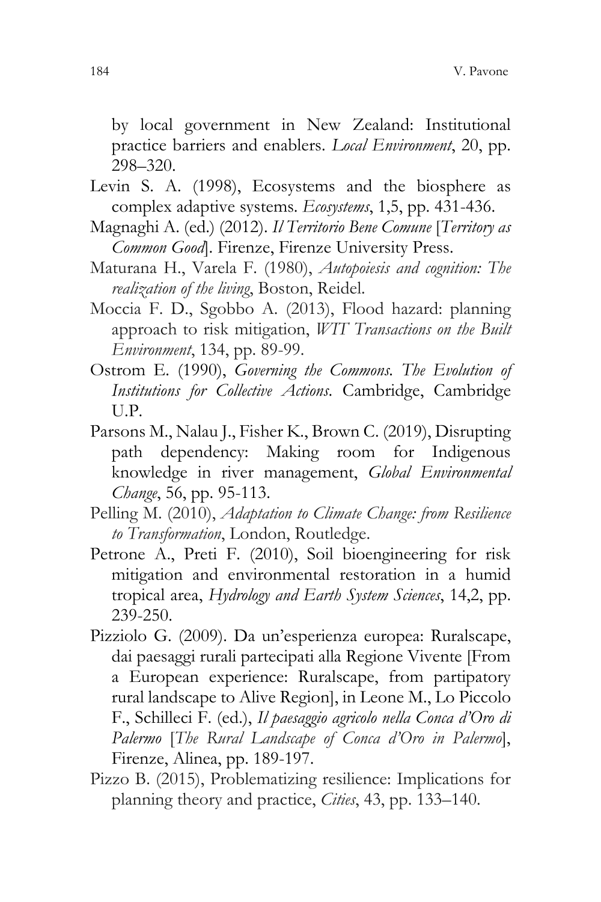by local government in New Zealand: Institutional practice barriers and enablers. *Local Environment*, 20, pp. 298–320.

Levin S. A. (1998), Ecosystems and the biosphere as complex adaptive systems. *Ecosystems*, 1,5, pp. 431-436.

Magnaghi A. (ed.) (2012). *Il Territorio Bene Comune* [*Territory as Common Good*]. Firenze, Firenze University Press.

Maturana H., Varela F. (1980), *Autopoiesis and cognition: The realization of the living*, Boston, Reidel.

Moccia F. D., Sgobbo A. (2013), Flood hazard: planning approach to risk mitigation, *WIT Transactions on the Built Environment*, 134, pp. 89-99.

Ostrom E. (1990), *Governing the Commons. The Evolution of Institutions for Collective Actions.* Cambridge, Cambridge U.P.

Parsons M., Nalau J., Fisher K., Brown C. (2019), Disrupting path dependency: Making room for Indigenous knowledge in river management, *Global Environmental Change*, 56, pp. 95-113.

Pelling M. (2010), *Adaptation to Climate Change: from Resilience to Transformation*, London, Routledge.

Petrone A., Preti F. (2010), Soil bioengineering for risk mitigation and environmental restoration in a humid tropical area, *Hydrology and Earth System Sciences*, 14,2, pp. 239-250.

Pizziolo G. (2009). Da un'esperienza europea: Ruralscape, dai paesaggi rurali partecipati alla Regione Vivente [From a European experience: Ruralscape, from partipatory rural landscape to Alive Region], in Leone M., Lo Piccolo F., Schilleci F. (ed.), *Il paesaggio agricolo nella Conca d'Oro di Palermo* [*The Rural Landscape of Conca d'Oro in Palermo*], Firenze, Alinea, pp. 189-197.

Pizzo B. (2015), Problematizing resilience: Implications for planning theory and practice, *Cities*, 43, pp. 133–140.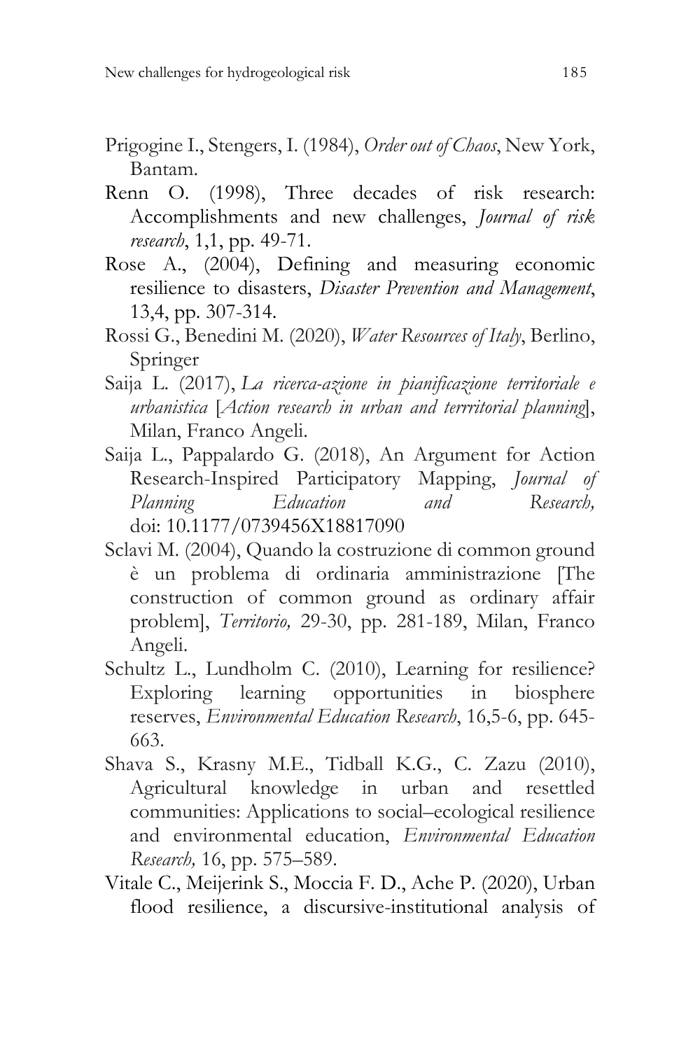Prigogine I., Stengers, I. (1984), *Order out of Chaos*, New York, Bantam.

Renn O. (1998), Three decades of risk research: Accomplishments and new challenges, *Journal of risk research*, 1,1, pp. 49-71.

Rose A., (2004), Defining and measuring economic resilience to disasters, *Disaster Prevention and Management*, 13,4, pp. 307-314.

Rossi G., Benedini M. (2020), *Water Resources of Italy*, Berlino, Springer

Saija L. (2017), *La ricerca-azione in pianificazione territoriale e urbanistica* [*Action research in urban and terrritorial planning*], Milan, Franco Angeli.

Saija L., Pappalardo G. (2018), An Argument for Action Research-Inspired Participatory Mapping, *Journal of Planning Education and Research,* doi: 10.1177/0739456X18817090

Sclavi M. (2004), Quando la costruzione di common ground è un problema di ordinaria amministrazione [The construction of common ground as ordinary affair problem], *Territorio,* 29-30, pp. 281-189, Milan, Franco Angeli.

Schultz L., Lundholm C. (2010), Learning for resilience? Exploring learning opportunities in biosphere reserves, *Environmental Education Research*, 16,5-6, pp. 645-663.

Shava S., Krasny M.E., Tidball K.G., C. Zazu (2010), Agricultural knowledge in urban and resettled communities: Applications to social–ecological resilience and environmental education, *Environmental Education Research,* 16, pp. 575–589.

Vitale C., Meijerink S., Moccia F. D., Ache P. (2020), Urban flood resilience, a discursive-institutional analysis of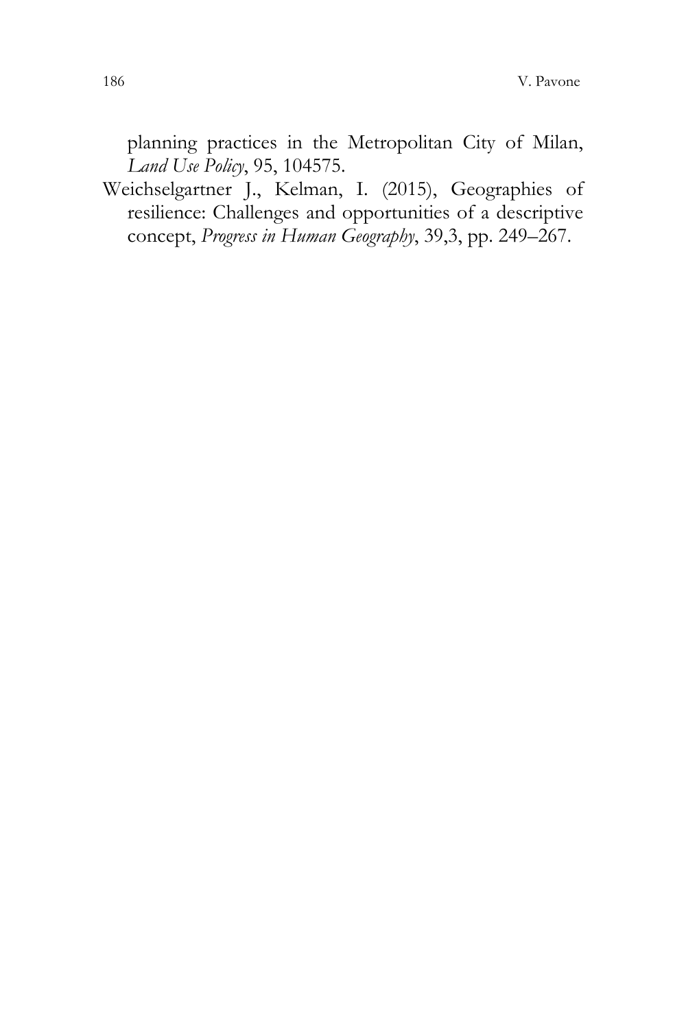planning practices in the Metropolitan City of Milan, *Land Use Policy*, 95, 104575.

Weichselgartner J., Kelman, I. (2015), Geographies of resilience: Challenges and opportunities of a descriptive concept, *Progress in Human Geography*, 39,3, pp. 249–267.